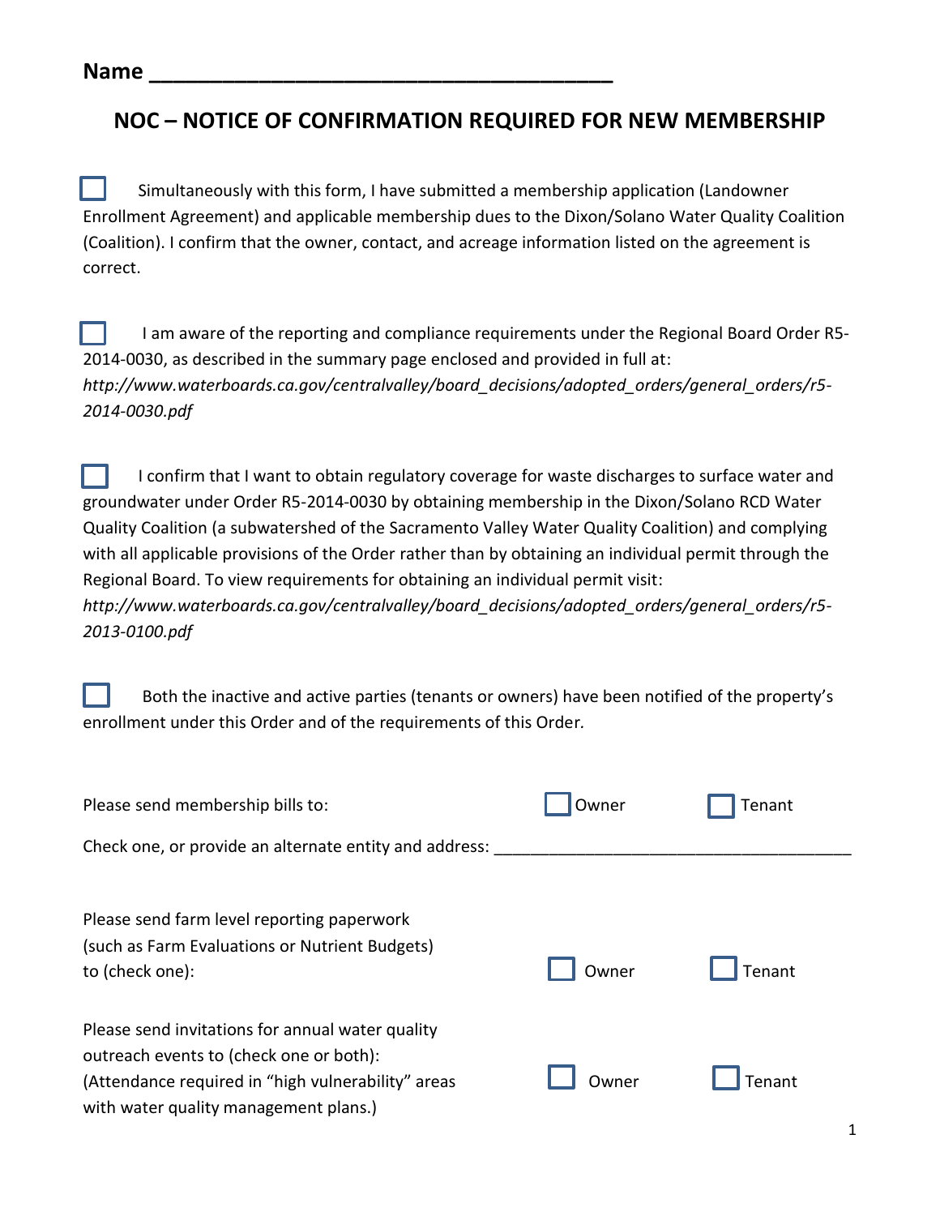**Name \_\_\_\_\_\_\_\_\_\_\_\_\_\_\_\_\_\_\_\_\_\_\_\_\_\_\_\_\_\_\_\_\_\_\_\_\_\_**

## NOC – NOTICE OF CONFIRMATION REQUIRED FOR NEW MEMBERSHIP

☐ Simultaneously with this form, I have submitted a membership application (Landowner Enrollment Agreement) and applicable membership dues to the Dixon/Solano Water Quality Coalition (Coalition). I confirm that the owner, contact, and acreage information listed on the agreement is correct.

☐ I am aware of the reporting and compliance requirements under the Regional Board Order R5-2014-0030, as described in the summary page enclosed and provided in full at: *http://www.waterboards.ca.gov/centralvalley/board_decisions/adopted_orders/general_orders/r5-2014-0030.pdf*

☐ I confirm that I want to obtain regulatory coverage for waste discharges to surface water and groundwater under Order R5-2014-0030 by obtaining membership in the Dixon/Solano RCD Water Quality Coalition (a subwatershed of the Sacramento Valley Water Quality Coalition) and complying with all applicable provisions of the Order rather than by obtaining an individual permit through the Regional Board. To view requirements for obtaining an individual permit visit: *http://www.waterboards.ca.gov/centralvalley/board_decisions/adopted_orders/general_orders/r5-2013-0100.pdf*

☐ Both the inactive and active parties (tenants or owners) have been notified of the property's enrollment under this Order and of the requirements of this Order.

Please send membership bills to: ☐ Owner ☐ Tenant

Check one, or provide an alternate entity and address: \_\_\_\_\_\_\_\_\_\_\_\_\_\_\_\_\_\_\_\_\_\_\_\_\_\_\_\_\_\_\_\_\_\_\_\_\_\_

Please send farm level reporting paperwork (such as Farm Evaluations or Nutrient Budgets) to (check one): ☐ Owner ☐ Tenant

Please send invitations for annual water quality outreach events to (check one or both): (Attendance required in "high vulnerability" areas with water quality management plans.) ☐ Owner ☐ Tenant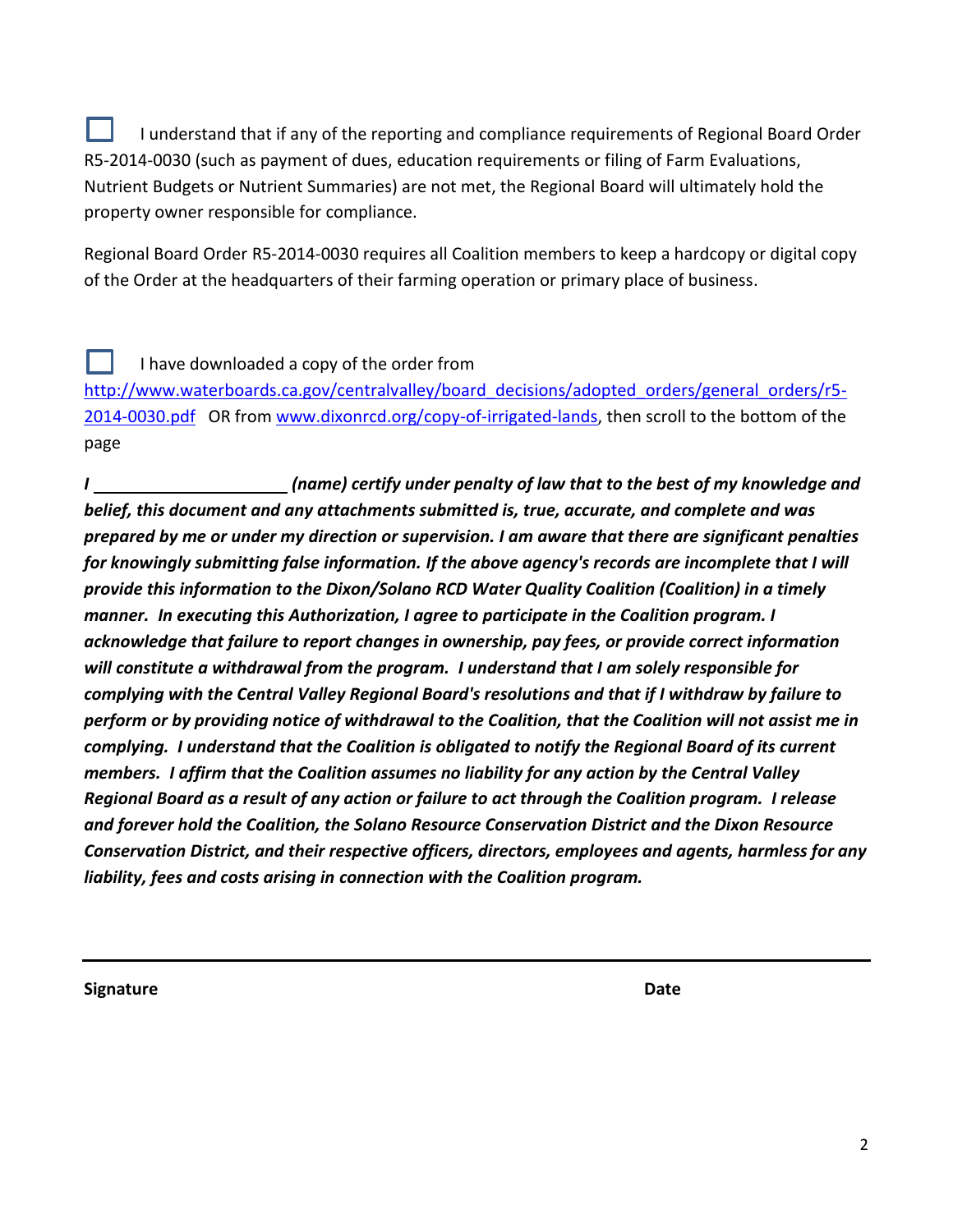☐ I understand that if any of the reporting and compliance requirements of Regional Board Order R5-2014-0030 (such as payment of dues, education requirements or filing of Farm Evaluations, Nutrient Budgets or Nutrient Summaries) are not met, the Regional Board will ultimately hold the property owner responsible for compliance.

Regional Board Order R5-2014-0030 requires all Coalition members to keep a hardcopy or digital copy of the Order at the headquarters of their farming operation or primary place of business.

☐ I have downloaded a copy of the order from http://www.waterboards.ca.gov/centralvalley/board_decisions/adopted_orders/general_orders/r5-2014-0030.pdf OR from www.dixonrcd.org/copy-of-irrigated-lands, then scroll to the bottom of the page

***I \_\_\_\_\_\_\_\_\_\_\_\_\_\_\_\_\_\_\_\_ (name) certify under penalty of law that to the best of my knowledge and belief, this document and any attachments submitted is, true, accurate, and complete and was prepared by me or under my direction or supervision. I am aware that there are significant penalties for knowingly submitting false information. If the above agency's records are incomplete that I will provide this information to the Dixon/Solano RCD Water Quality Coalition (Coalition) in a timely manner. In executing this Authorization, I agree to participate in the Coalition program. I acknowledge that failure to report changes in ownership, pay fees, or provide correct information will constitute a withdrawal from the program. I understand that I am solely responsible for complying with the Central Valley Regional Board's resolutions and that if I withdraw by failure to perform or by providing notice of withdrawal to the Coalition, that the Coalition will not assist me in complying. I understand that the Coalition is obligated to notify the Regional Board of its current members. I affirm that the Coalition assumes no liability for any action by the Central Valley Regional Board as a result of any action or failure to act through the Coalition program. I release and forever hold the Coalition, the Solano Resource Conservation District and the Dixon Resource Conservation District, and their respective officers, directors, employees and agents, harmless for any liability, fees and costs arising in connection with the Coalition program.***

---

**Signature** **Date**